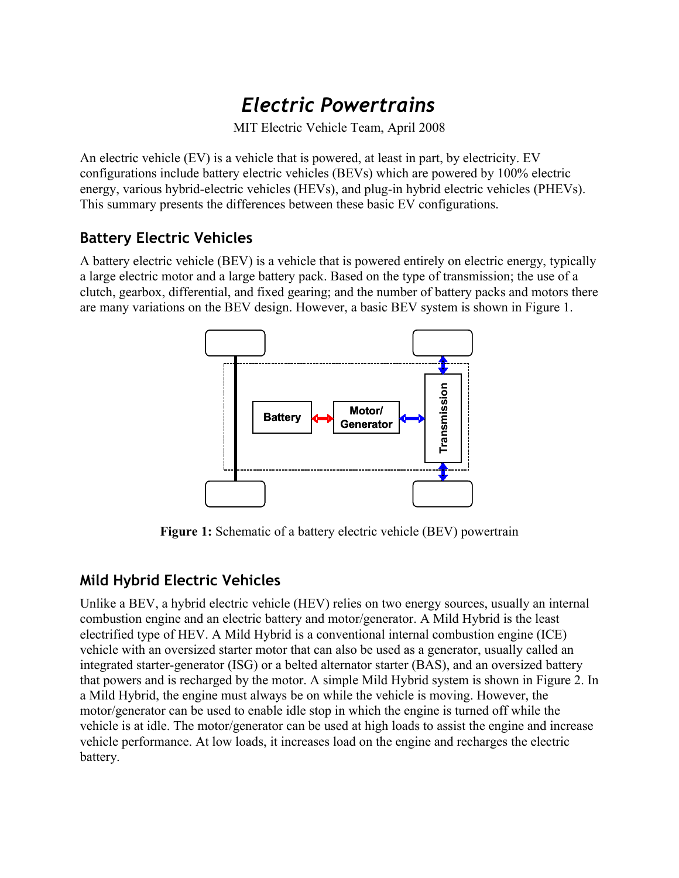# *Electric Powertrains*

MIT Electric Vehicle Team, April 2008

An electric vehicle (EV) is a vehicle that is powered, at least in part, by electricity. EV configurations include battery electric vehicles (BEVs) which are powered by 100% electric energy, various hybrid-electric vehicles (HEVs), and plug-in hybrid electric vehicles (PHEVs). This summary presents the differences between these basic EV configurations.

## Battery Electric Vehicles

A battery electric vehicle (BEV) is a vehicle that is powered entirely on electric energy, typically a large electric motor and a large battery pack. Based on the type of transmission; the use of a clutch, gearbox, differential, and fixed gearing; and the number of battery packs and motors there are many variations on the BEV design. However, a basic BEV system is shown in Figure 1.

Battery

Motor/ Generator

Transmission

**Figure 1:** Schematic of a battery electric vehicle (BEV) powertrain

## Mild Hybrid Electric Vehicles

Unlike a BEV, a hybrid electric vehicle (HEV) relies on two energy sources, usually an internal combustion engine and an electric battery and motor/generator. A Mild Hybrid is the least electrified type of HEV. A Mild Hybrid is a conventional internal combustion engine (ICE) vehicle with an oversized starter motor that can also be used as a generator, usually called an integrated starter-generator (ISG) or a belted alternator starter (BAS), and an oversized battery that powers and is recharged by the motor. A simple Mild Hybrid system is shown in Figure 2. In a Mild Hybrid, the engine must always be on while the vehicle is moving. However, the motor/generator can be used to enable idle stop in which the engine is turned off while the vehicle is at idle. The motor/generator can be used at high loads to assist the engine and increase vehicle performance. At low loads, it increases load on the engine and recharges the electric battery.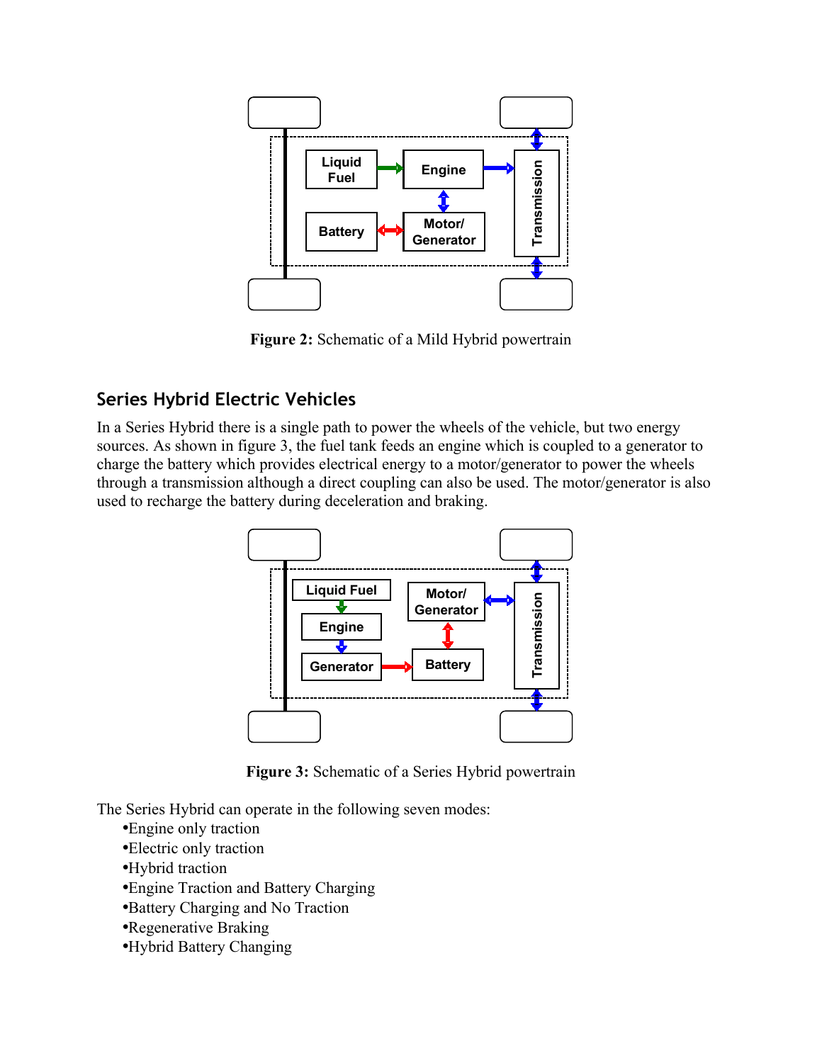**Figure 2:** Schematic of a Mild Hybrid powertrain

## Series Hybrid Electric Vehicles

In a Series Hybrid there is a single path to power the wheels of the vehicle, but two energy sources. As shown in figure 3, the fuel tank feeds an engine which is coupled to a generator to charge the battery which provides electrical energy to a motor/generator to power the wheels through a transmission although a direct coupling can also be used. The motor/generator is also used to recharge the battery during deceleration and braking.

**Figure 3:** Schematic of a Series Hybrid powertrain

The Series Hybrid can operate in the following seven modes:

- Engine only traction
- Electric only traction
- Hybrid traction
- Engine Traction and Battery Charging
- Battery Charging and No Traction
- Regenerative Braking
- Hybrid Battery Changing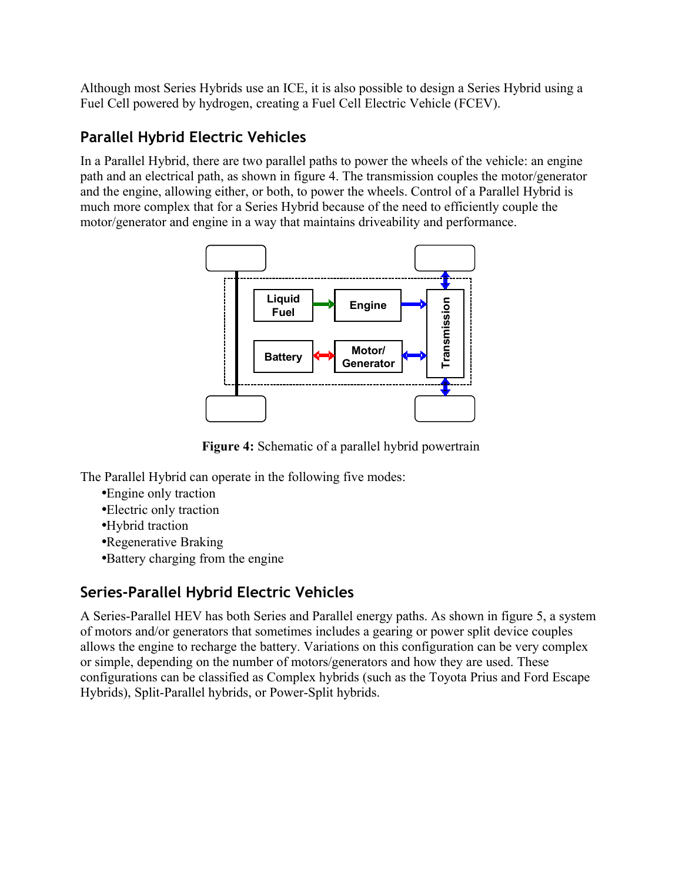Although most Series Hybrids use an ICE, it is also possible to design a Series Hybrid using a Fuel Cell powered by hydrogen, creating a Fuel Cell Electric Vehicle (FCEV).

## Parallel Hybrid Electric Vehicles

In a Parallel Hybrid, there are two parallel paths to power the wheels of the vehicle: an engine path and an electrical path, as shown in figure 4. The transmission couples the motor/generator and the engine, allowing either, or both, to power the wheels. Control of a Parallel Hybrid is much more complex that for a Series Hybrid because of the need to efficiently couple the motor/generator and engine in a way that maintains driveability and performance.

**Figure 4:** Schematic of a parallel hybrid powertrain

The Parallel Hybrid can operate in the following five modes:

- Engine only traction
- Electric only traction
- Hybrid traction
- Regenerative Braking
- Battery charging from the engine

## Series-Parallel Hybrid Electric Vehicles

A Series-Parallel HEV has both Series and Parallel energy paths. As shown in figure 5, a system of motors and/or generators that sometimes includes a gearing or power split device couples allows the engine to recharge the battery. Variations on this configuration can be very complex or simple, depending on the number of motors/generators and how they are used. These configurations can be classified as Complex hybrids (such as the Toyota Prius and Ford Escape Hybrids), Split-Parallel hybrids, or Power-Split hybrids.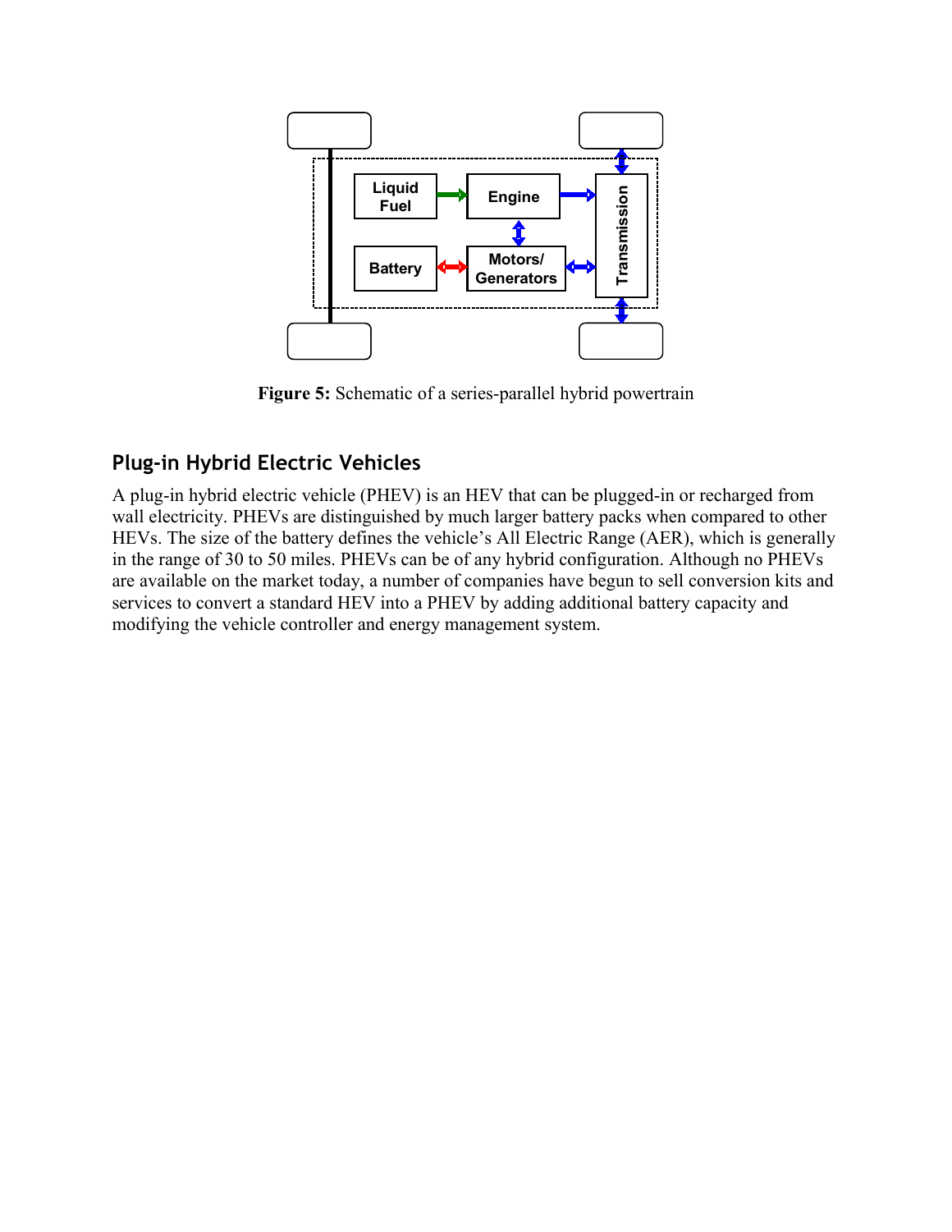Liquid Fuel

Engine

Transmission

Battery

Motors/ Generators

**Figure 5:** Schematic of a series-parallel hybrid powertrain

## Plug-in Hybrid Electric Vehicles

A plug-in hybrid electric vehicle (PHEV) is an HEV that can be plugged-in or recharged from wall electricity. PHEVs are distinguished by much larger battery packs when compared to other HEVs. The size of the battery defines the vehicle's All Electric Range (AER), which is generally in the range of 30 to 50 miles. PHEVs can be of any hybrid configuration. Although no PHEVs are available on the market today, a number of companies have begun to sell conversion kits and services to convert a standard HEV into a PHEV by adding additional battery capacity and modifying the vehicle controller and energy management system.